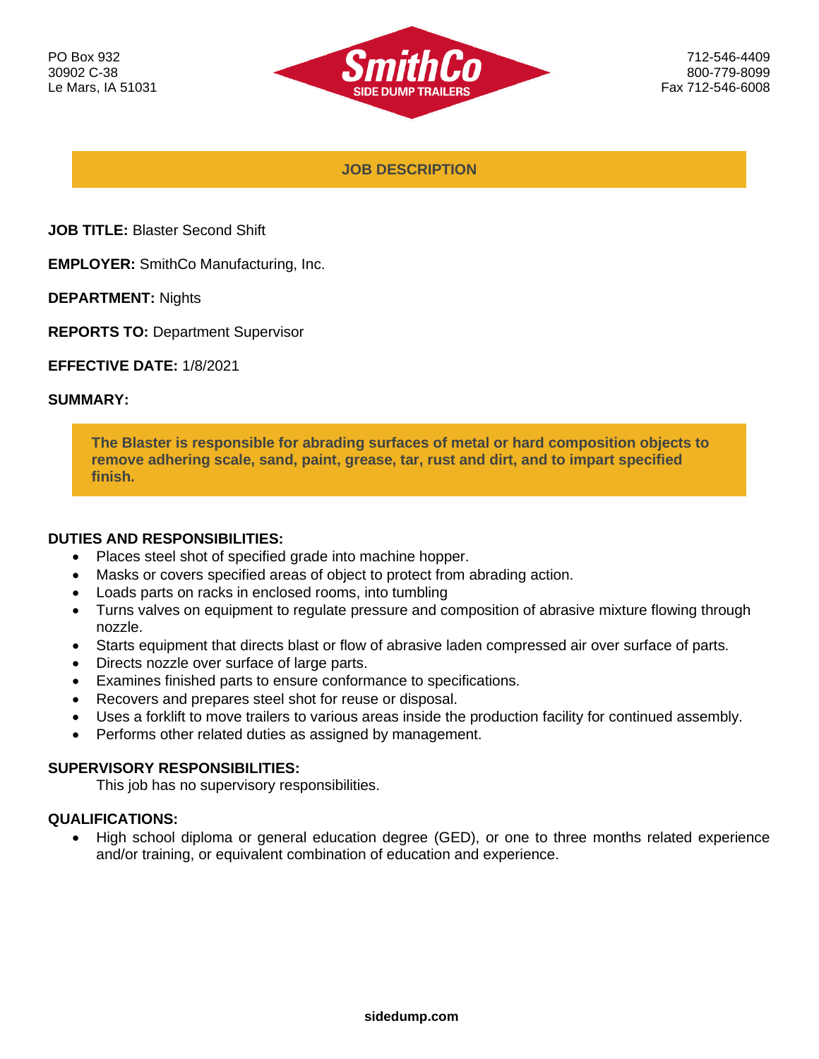PO Box 932
30902 C-38
Le Mars, IA 51031

SmithCo
SIDE DUMP TRAILERS

712-546-4409
800-779-8099
Fax 712-546-6008

## JOB DESCRIPTION

**JOB TITLE:** Blaster Second Shift

**EMPLOYER:** SmithCo Manufacturing, Inc.

**DEPARTMENT:** Nights

**REPORTS TO:** Department Supervisor

**EFFECTIVE DATE:** 1/8/2021

**SUMMARY:**

**The Blaster is responsible for abrading surfaces of metal or hard composition objects to remove adhering scale, sand, paint, grease, tar, rust and dirt, and to impart specified finish.**

**DUTIES AND RESPONSIBILITIES:**

- Places steel shot of specified grade into machine hopper.
- Masks or covers specified areas of object to protect from abrading action.
- Loads parts on racks in enclosed rooms, into tumbling
- Turns valves on equipment to regulate pressure and composition of abrasive mixture flowing through nozzle.
- Starts equipment that directs blast or flow of abrasive laden compressed air over surface of parts.
- Directs nozzle over surface of large parts.
- Examines finished parts to ensure conformance to specifications.
- Recovers and prepares steel shot for reuse or disposal.
- Uses a forklift to move trailers to various areas inside the production facility for continued assembly.
- Performs other related duties as assigned by management.

**SUPERVISORY RESPONSIBILITIES:**

This job has no supervisory responsibilities.

**QUALIFICATIONS:**

- High school diploma or general education degree (GED), or one to three months related experience and/or training, or equivalent combination of education and experience.

**sidedump.com**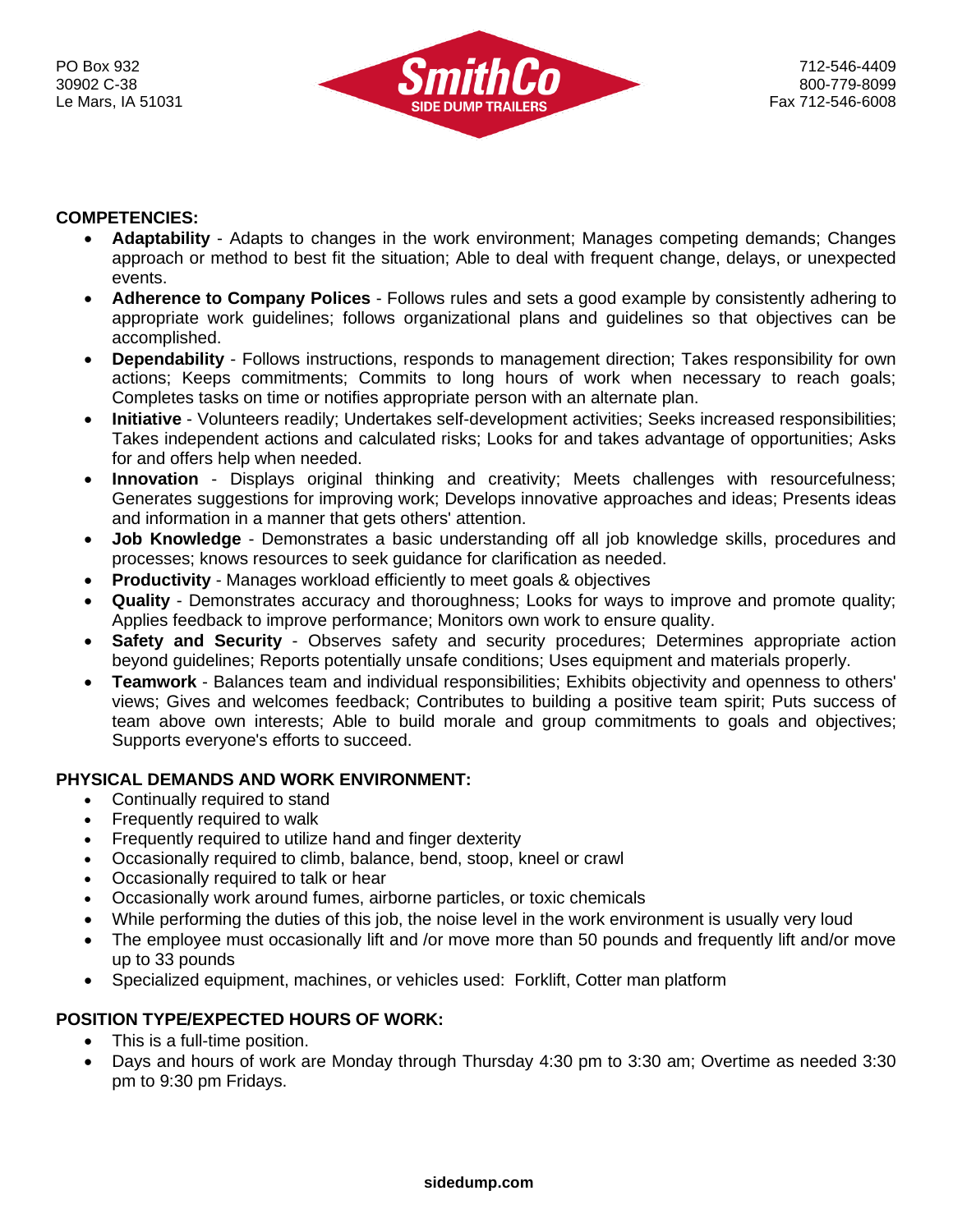PO Box 932
30902 C-38
Le Mars, IA 51031

SmithCo
SIDE DUMP TRAILERS

712-546-4409
800-779-8099
Fax 712-546-6008

**COMPETENCIES:**

- **Adaptability** - Adapts to changes in the work environment; Manages competing demands; Changes approach or method to best fit the situation; Able to deal with frequent change, delays, or unexpected events.
- **Adherence to Company Polices** - Follows rules and sets a good example by consistently adhering to appropriate work guidelines; follows organizational plans and guidelines so that objectives can be accomplished.
- **Dependability** - Follows instructions, responds to management direction; Takes responsibility for own actions; Keeps commitments; Commits to long hours of work when necessary to reach goals; Completes tasks on time or notifies appropriate person with an alternate plan.
- **Initiative** - Volunteers readily; Undertakes self-development activities; Seeks increased responsibilities; Takes independent actions and calculated risks; Looks for and takes advantage of opportunities; Asks for and offers help when needed.
- **Innovation** - Displays original thinking and creativity; Meets challenges with resourcefulness; Generates suggestions for improving work; Develops innovative approaches and ideas; Presents ideas and information in a manner that gets others' attention.
- **Job Knowledge** - Demonstrates a basic understanding off all job knowledge skills, procedures and processes; knows resources to seek guidance for clarification as needed.
- **Productivity** - Manages workload efficiently to meet goals & objectives
- **Quality** - Demonstrates accuracy and thoroughness; Looks for ways to improve and promote quality; Applies feedback to improve performance; Monitors own work to ensure quality.
- **Safety and Security** - Observes safety and security procedures; Determines appropriate action beyond guidelines; Reports potentially unsafe conditions; Uses equipment and materials properly.
- **Teamwork** - Balances team and individual responsibilities; Exhibits objectivity and openness to others' views; Gives and welcomes feedback; Contributes to building a positive team spirit; Puts success of team above own interests; Able to build morale and group commitments to goals and objectives; Supports everyone's efforts to succeed.

**PHYSICAL DEMANDS AND WORK ENVIRONMENT:**

- Continually required to stand
- Frequently required to walk
- Frequently required to utilize hand and finger dexterity
- Occasionally required to climb, balance, bend, stoop, kneel or crawl
- Occasionally required to talk or hear
- Occasionally work around fumes, airborne particles, or toxic chemicals
- While performing the duties of this job, the noise level in the work environment is usually very loud
- The employee must occasionally lift and /or move more than 50 pounds and frequently lift and/or move up to 33 pounds
- Specialized equipment, machines, or vehicles used: Forklift, Cotter man platform

**POSITION TYPE/EXPECTED HOURS OF WORK:**

- This is a full-time position.
- Days and hours of work are Monday through Thursday 4:30 pm to 3:30 am; Overtime as needed 3:30 pm to 9:30 pm Fridays.

**sidedump.com**